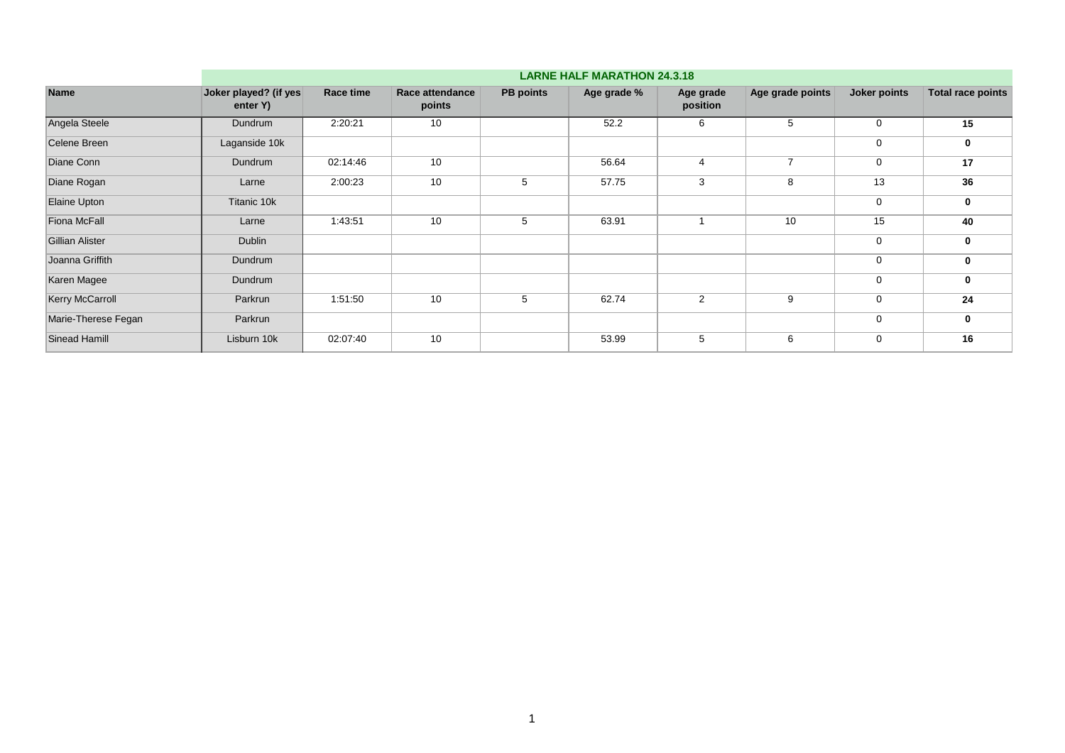| | LARNE HALF MARATHON 24.3.18 | | | | | | | | |
|---|---|---|---|---|---|---|---|---|---|
| **Name** | **Joker played? (if yes enter Y)** | **Race time** | **Race attendance points** | **PB points** | **Age grade %** | **Age grade position** | **Age grade points** | **Joker points** | **Total race points** |
| Angela Steele | Dundrum | 2:20:21 | 10 | | 52.2 | 6 | 5 | 0 | **15** |
| Celene Breen | Laganside 10k | | | | | | | 0 | **0** |
| Diane Conn | Dundrum | 02:14:46 | 10 | | 56.64 | 4 | 7 | 0 | **17** |
| Diane Rogan | Larne | 2:00:23 | 10 | 5 | 57.75 | 3 | 8 | 13 | **36** |
| Elaine Upton | Titanic 10k | | | | | | | 0 | **0** |
| Fiona McFall | Larne | 1:43:51 | 10 | 5 | 63.91 | 1 | 10 | 15 | **40** |
| Gillian Alister | Dublin | | | | | | | 0 | **0** |
| Joanna Griffith | Dundrum | | | | | | | 0 | **0** |
| Karen Magee | Dundrum | | | | | | | 0 | **0** |
| Kerry McCarroll | Parkrun | 1:51:50 | 10 | 5 | 62.74 | 2 | 9 | 0 | **24** |
| Marie-Therese Fegan | Parkrun | | | | | | | 0 | **0** |
| Sinead Hamill | Lisburn 10k | 02:07:40 | 10 | | 53.99 | 5 | 6 | 0 | **16** |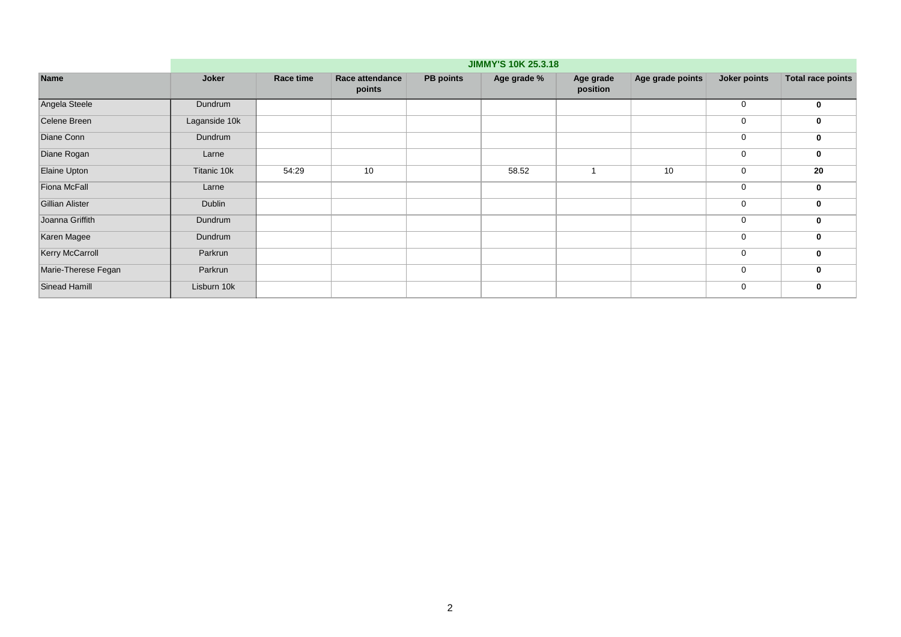| | JIMMY'S 10K 25.3.18 | | | | | | | | |
|---|---|---|---|---|---|---|---|---|---|
| **Name** | **Joker** | **Race time** | **Race attendance points** | **PB points** | **Age grade %** | **Age grade position** | **Age grade points** | **Joker points** | **Total race points** |
| Angela Steele | Dundrum | | | | | | | 0 | **0** |
| Celene Breen | Laganside 10k | | | | | | | 0 | **0** |
| Diane Conn | Dundrum | | | | | | | 0 | **0** |
| Diane Rogan | Larne | | | | | | | 0 | **0** |
| Elaine Upton | Titanic 10k | 54:29 | 10 | | 58.52 | 1 | 10 | 0 | **20** |
| Fiona McFall | Larne | | | | | | | 0 | **0** |
| Gillian Alister | Dublin | | | | | | | 0 | **0** |
| Joanna Griffith | Dundrum | | | | | | | 0 | **0** |
| Karen Magee | Dundrum | | | | | | | 0 | **0** |
| Kerry McCarroll | Parkrun | | | | | | | 0 | **0** |
| Marie-Therese Fegan | Parkrun | | | | | | | 0 | **0** |
| Sinead Hamill | Lisburn 10k | | | | | | | 0 | **0** |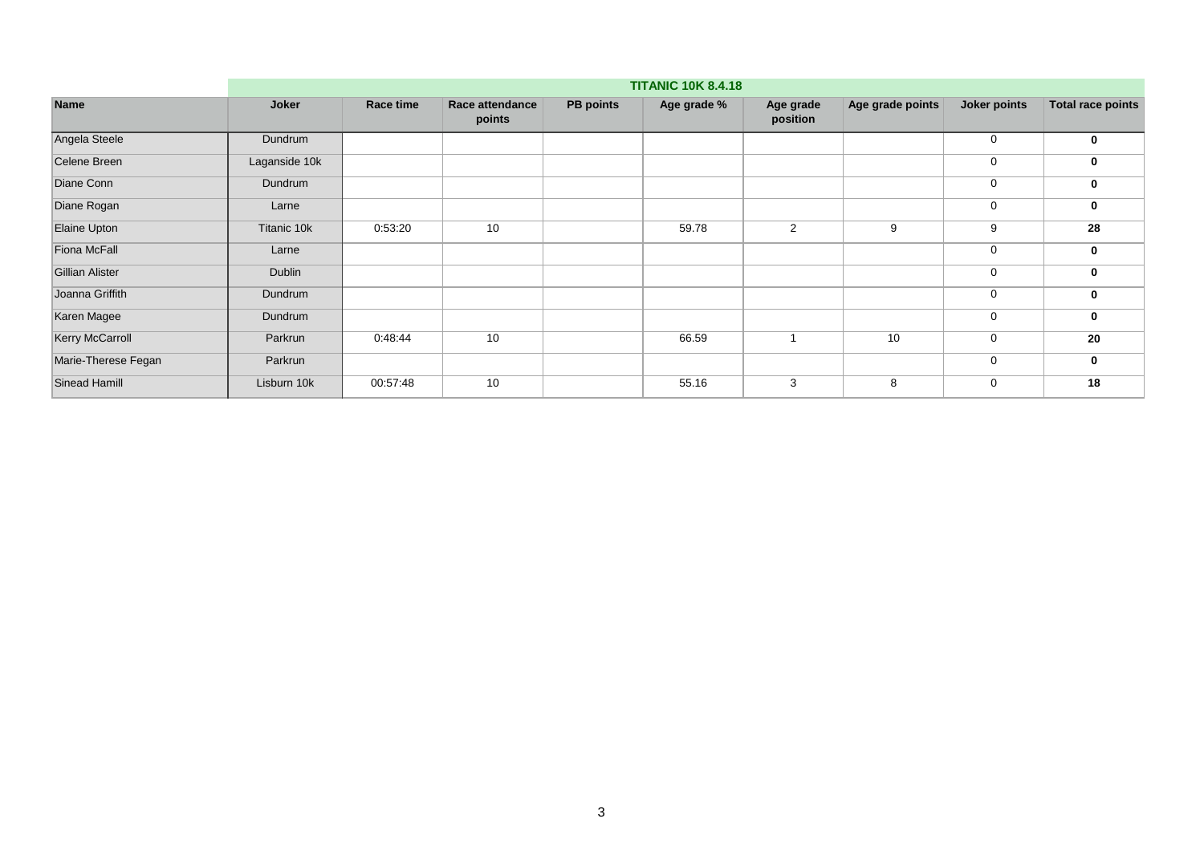| Name | Joker | Race time | Race attendance points | PB points | Age grade % | Age grade position | Age grade points | Joker points | Total race points |
|---|---|---|---|---|---|---|---|---|---|
| | **TITANIC 10K 8.4.18** | | | | | | | | |
| Angela Steele | Dundrum | | | | | | | 0 | **0** |
| Celene Breen | Laganside 10k | | | | | | | 0 | **0** |
| Diane Conn | Dundrum | | | | | | | 0 | **0** |
| Diane Rogan | Larne | | | | | | | 0 | **0** |
| Elaine Upton | Titanic 10k | 0:53:20 | 10 | | 59.78 | 2 | 9 | 9 | **28** |
| Fiona McFall | Larne | | | | | | | 0 | **0** |
| Gillian Alister | Dublin | | | | | | | 0 | **0** |
| Joanna Griffith | Dundrum | | | | | | | 0 | **0** |
| Karen Magee | Dundrum | | | | | | | 0 | **0** |
| Kerry McCarroll | Parkrun | 0:48:44 | 10 | | 66.59 | 1 | 10 | 0 | **20** |
| Marie-Therese Fegan | Parkrun | | | | | | | 0 | **0** |
| Sinead Hamill | Lisburn 10k | 00:57:48 | 10 | | 55.16 | 3 | 8 | 0 | **18** |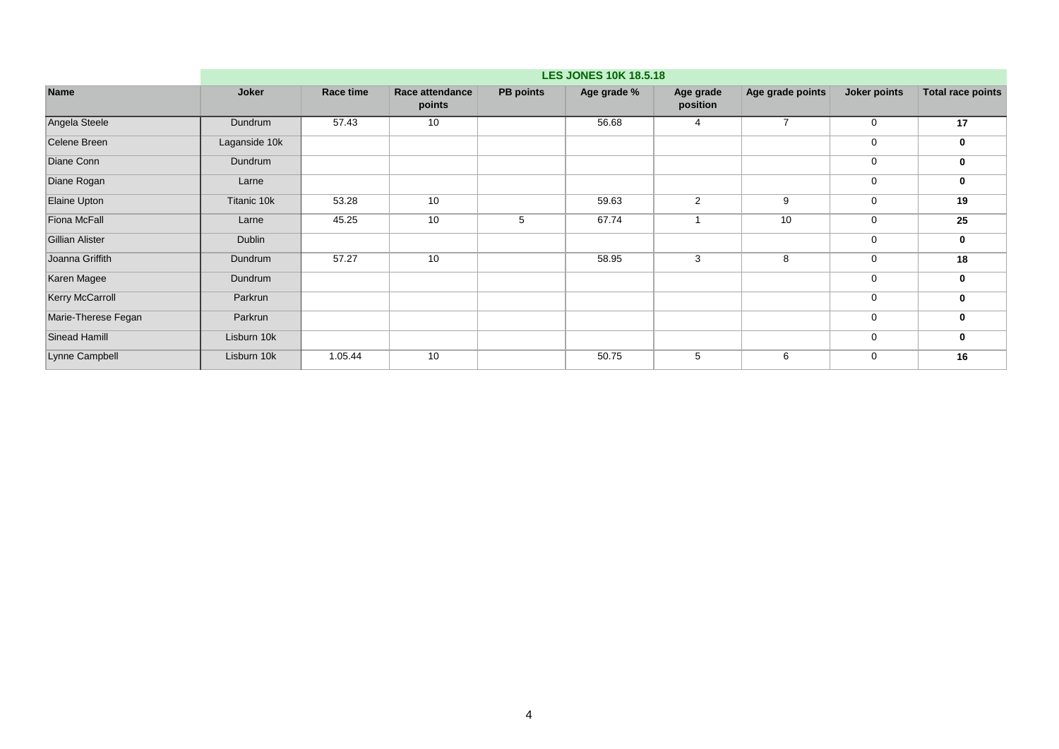| | LES JONES 10K 18.5.18 | | | | | | | | |
|---|---|---|---|---|---|---|---|---|---|
| **Name** | **Joker** | **Race time** | **Race attendance points** | **PB points** | **Age grade %** | **Age grade position** | **Age grade points** | **Joker points** | **Total race points** |
| Angela Steele | Dundrum | 57.43 | 10 | | 56.68 | 4 | 7 | 0 | **17** |
| Celene Breen | Laganside 10k | | | | | | | 0 | **0** |
| Diane Conn | Dundrum | | | | | | | 0 | **0** |
| Diane Rogan | Larne | | | | | | | 0 | **0** |
| Elaine Upton | Titanic 10k | 53.28 | 10 | | 59.63 | 2 | 9 | 0 | **19** |
| Fiona McFall | Larne | 45.25 | 10 | 5 | 67.74 | 1 | 10 | 0 | **25** |
| Gillian Alister | Dublin | | | | | | | 0 | **0** |
| Joanna Griffith | Dundrum | 57.27 | 10 | | 58.95 | 3 | 8 | 0 | **18** |
| Karen Magee | Dundrum | | | | | | | 0 | **0** |
| Kerry McCarroll | Parkrun | | | | | | | 0 | **0** |
| Marie-Therese Fegan | Parkrun | | | | | | | 0 | **0** |
| Sinead Hamill | Lisburn 10k | | | | | | | 0 | **0** |
| Lynne Campbell | Lisburn 10k | 1.05.44 | 10 | | 50.75 | 5 | 6 | 0 | **16** |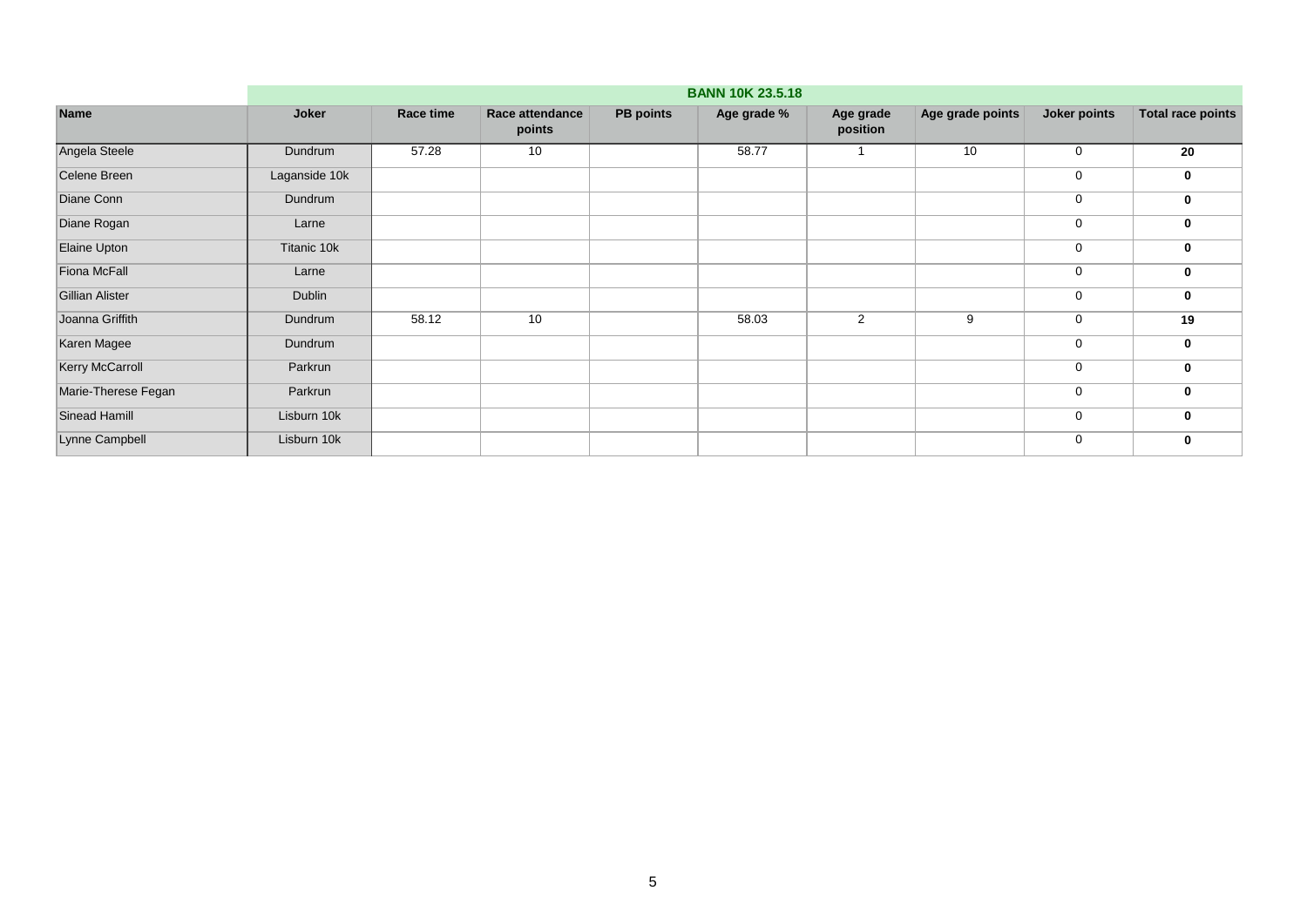| | BANN 10K 23.5.18 | | | | | | | | |
|---|---|---|---|---|---|---|---|---|---|
| **Name** | **Joker** | **Race time** | **Race attendance points** | **PB points** | **Age grade %** | **Age grade position** | **Age grade points** | **Joker points** | **Total race points** |
| Angela Steele | Dundrum | 57.28 | 10 | | 58.77 | 1 | 10 | 0 | **20** |
| Celene Breen | Laganside 10k | | | | | | | 0 | **0** |
| Diane Conn | Dundrum | | | | | | | 0 | **0** |
| Diane Rogan | Larne | | | | | | | 0 | **0** |
| Elaine Upton | Titanic 10k | | | | | | | 0 | **0** |
| Fiona McFall | Larne | | | | | | | 0 | **0** |
| Gillian Alister | Dublin | | | | | | | 0 | **0** |
| Joanna Griffith | Dundrum | 58.12 | 10 | | 58.03 | 2 | 9 | 0 | **19** |
| Karen Magee | Dundrum | | | | | | | 0 | **0** |
| Kerry McCarroll | Parkrun | | | | | | | 0 | **0** |
| Marie-Therese Fegan | Parkrun | | | | | | | 0 | **0** |
| Sinead Hamill | Lisburn 10k | | | | | | | 0 | **0** |
| Lynne Campbell | Lisburn 10k | | | | | | | 0 | **0** |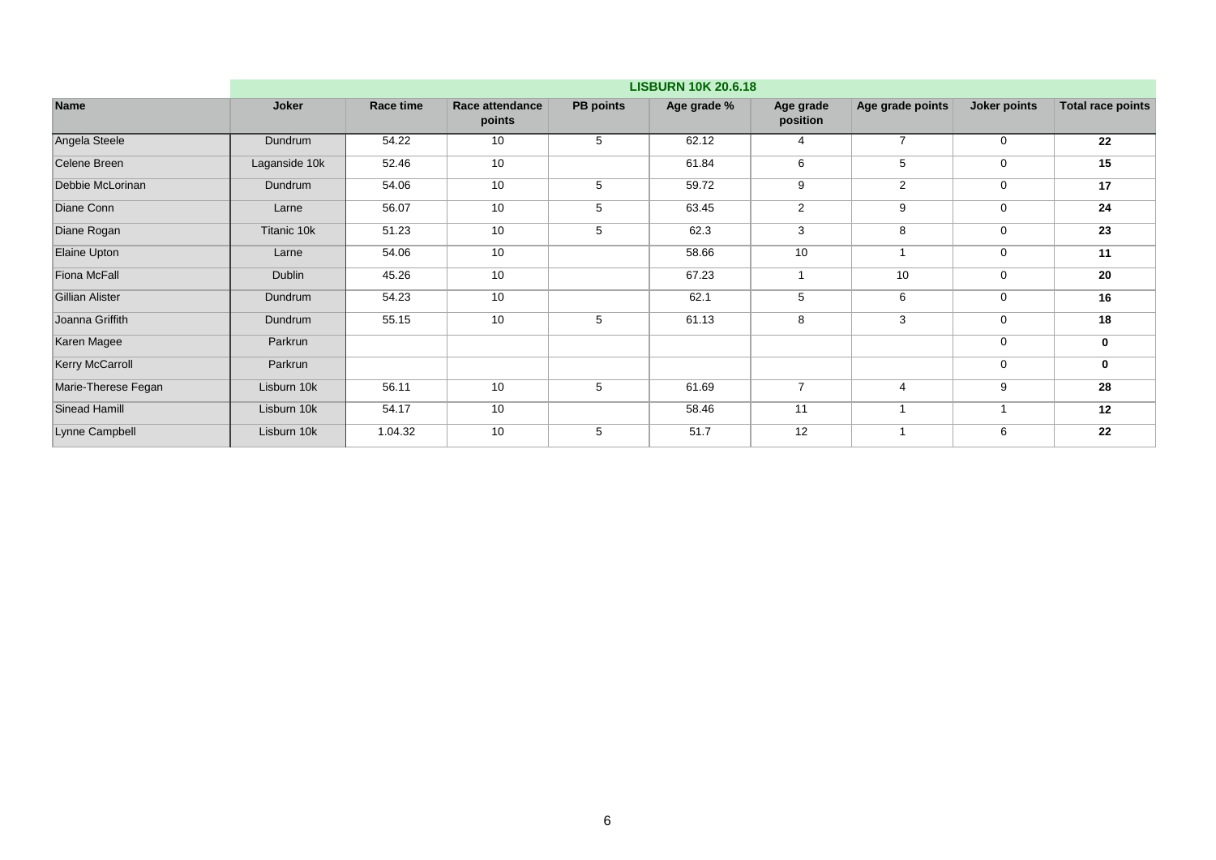| | LISBURN 10K 20.6.18 | | | | | | | | |
|---|---|---|---|---|---|---|---|---|---|
| **Name** | **Joker** | **Race time** | **Race attendance points** | **PB points** | **Age grade %** | **Age grade position** | **Age grade points** | **Joker points** | **Total race points** |
| Angela Steele | Dundrum | 54.22 | 10 | 5 | 62.12 | 4 | 7 | 0 | **22** |
| Celene Breen | Laganside 10k | 52.46 | 10 | | 61.84 | 6 | 5 | 0 | **15** |
| Debbie McLorinan | Dundrum | 54.06 | 10 | 5 | 59.72 | 9 | 2 | 0 | **17** |
| Diane Conn | Larne | 56.07 | 10 | 5 | 63.45 | 2 | 9 | 0 | **24** |
| Diane Rogan | Titanic 10k | 51.23 | 10 | 5 | 62.3 | 3 | 8 | 0 | **23** |
| Elaine Upton | Larne | 54.06 | 10 | | 58.66 | 10 | 1 | 0 | **11** |
| Fiona McFall | Dublin | 45.26 | 10 | | 67.23 | 1 | 10 | 0 | **20** |
| Gillian Alister | Dundrum | 54.23 | 10 | | 62.1 | 5 | 6 | 0 | **16** |
| Joanna Griffith | Dundrum | 55.15 | 10 | 5 | 61.13 | 8 | 3 | 0 | **18** |
| Karen Magee | Parkrun | | | | | | | 0 | **0** |
| Kerry McCarroll | Parkrun | | | | | | | 0 | **0** |
| Marie-Therese Fegan | Lisburn 10k | 56.11 | 10 | 5 | 61.69 | 7 | 4 | 9 | **28** |
| Sinead Hamill | Lisburn 10k | 54.17 | 10 | | 58.46 | 11 | 1 | 1 | **12** |
| Lynne Campbell | Lisburn 10k | 1.04.32 | 10 | 5 | 51.7 | 12 | 1 | 6 | **22** |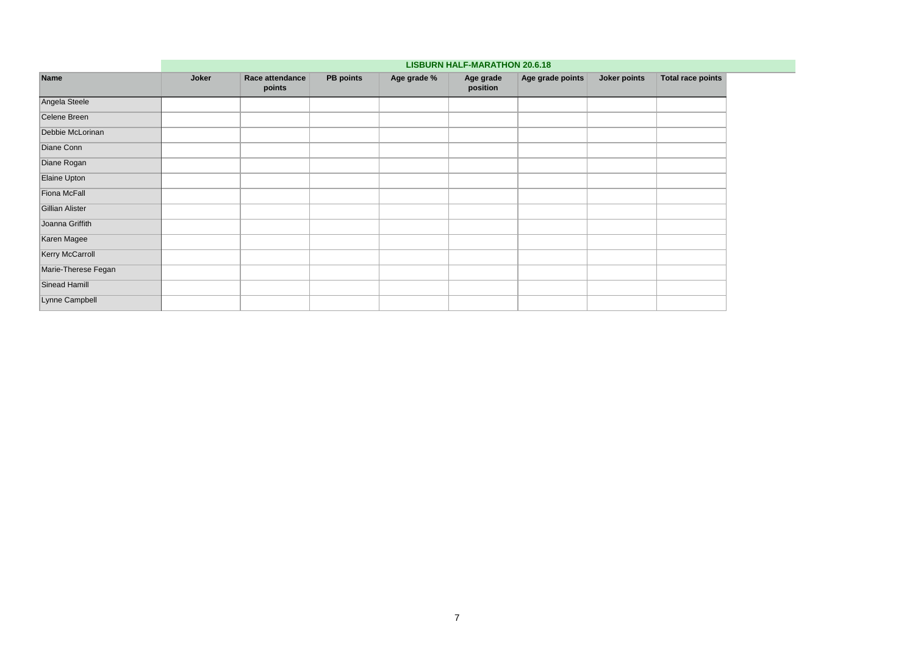| Name | LISBURN HALF-MARATHON 20.6.18 | | | | | | | |
|---|---|---|---|---|---|---|---|---|
| | Joker | Race attendance points | PB points | Age grade % | Age grade position | Age grade points | Joker points | Total race points |
| Angela Steele | | | | | | | | |
| Celene Breen | | | | | | | | |
| Debbie McLorinan | | | | | | | | |
| Diane Conn | | | | | | | | |
| Diane Rogan | | | | | | | | |
| Elaine Upton | | | | | | | | |
| Fiona McFall | | | | | | | | |
| Gillian Alister | | | | | | | | |
| Joanna Griffith | | | | | | | | |
| Karen Magee | | | | | | | | |
| Kerry McCarroll | | | | | | | | |
| Marie-Therese Fegan | | | | | | | | |
| Sinead Hamill | | | | | | | | |
| Lynne Campbell | | | | | | | | |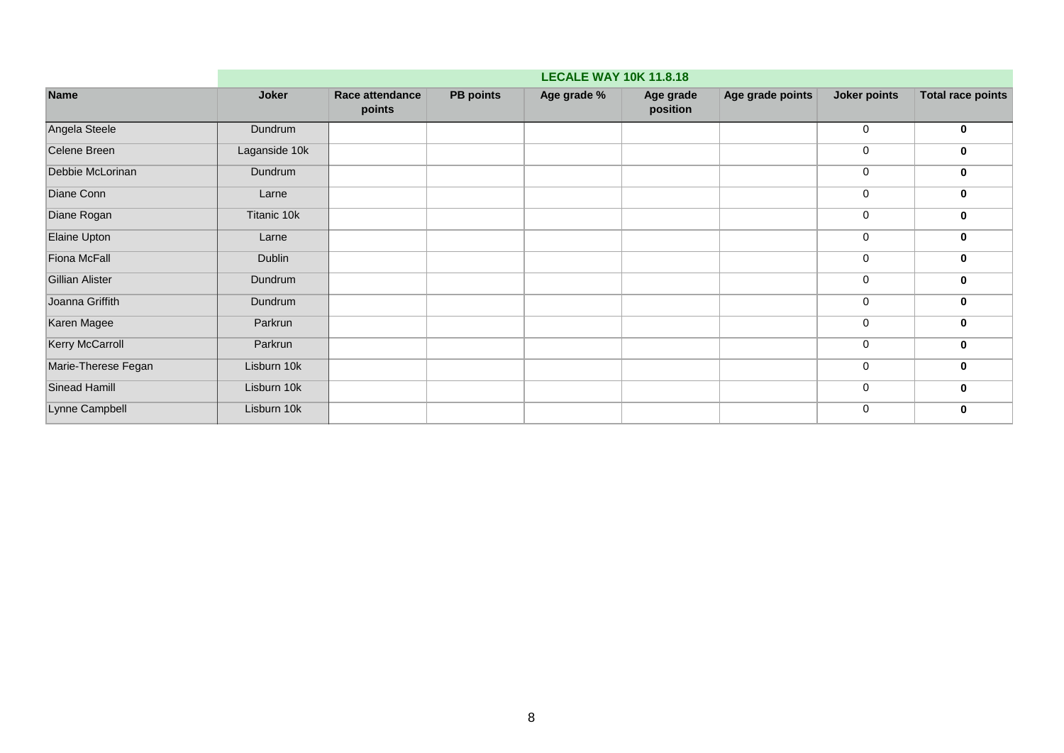| Name | Joker | LECALE WAY 10K 11.8.18 | | | | | | |
|---|---|---|---|---|---|---|---|---|
| | | Race attendance points | PB points | Age grade % | Age grade position | Age grade points | Joker points | Total race points |
| Angela Steele | Dundrum | | | | | | 0 | **0** |
| Celene Breen | Laganside 10k | | | | | | 0 | **0** |
| Debbie McLorinan | Dundrum | | | | | | 0 | **0** |
| Diane Conn | Larne | | | | | | 0 | **0** |
| Diane Rogan | Titanic 10k | | | | | | 0 | **0** |
| Elaine Upton | Larne | | | | | | 0 | **0** |
| Fiona McFall | Dublin | | | | | | 0 | **0** |
| Gillian Alister | Dundrum | | | | | | 0 | **0** |
| Joanna Griffith | Dundrum | | | | | | 0 | **0** |
| Karen Magee | Parkrun | | | | | | 0 | **0** |
| Kerry McCarroll | Parkrun | | | | | | 0 | **0** |
| Marie-Therese Fegan | Lisburn 10k | | | | | | 0 | **0** |
| Sinead Hamill | Lisburn 10k | | | | | | 0 | **0** |
| Lynne Campbell | Lisburn 10k | | | | | | 0 | **0** |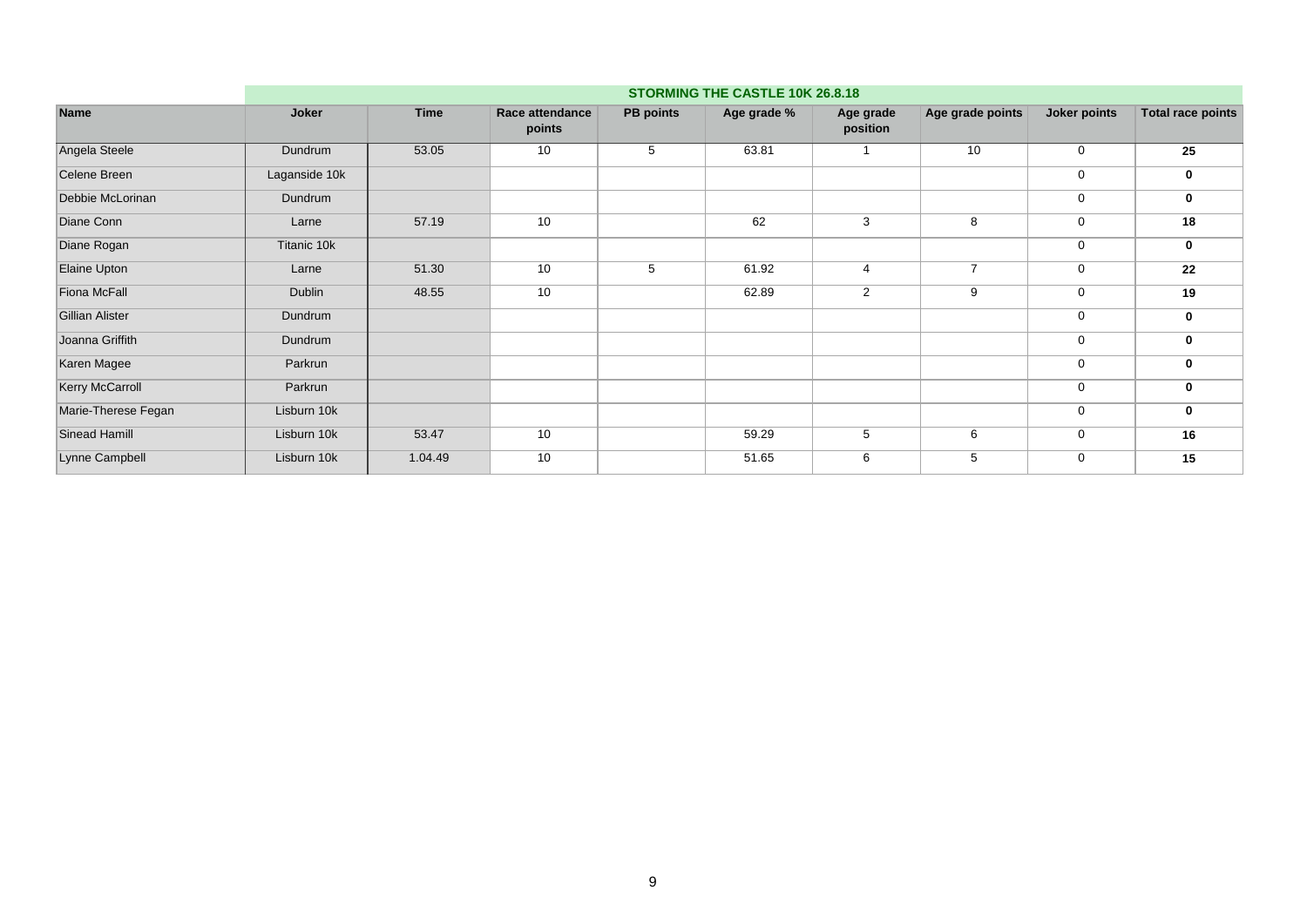| | STORMING THE CASTLE 10K 26.8.18 | | | | | | | | |
|---|---|---|---|---|---|---|---|---|---|
| **Name** | **Joker** | **Time** | **Race attendance points** | **PB points** | **Age grade %** | **Age grade position** | **Age grade points** | **Joker points** | **Total race points** |
| Angela Steele | Dundrum | 53.05 | 10 | 5 | 63.81 | 1 | 10 | 0 | **25** |
| Celene Breen | Laganside 10k | | | | | | | 0 | **0** |
| Debbie McLorinan | Dundrum | | | | | | | 0 | **0** |
| Diane Conn | Larne | 57.19 | 10 | | 62 | 3 | 8 | 0 | **18** |
| Diane Rogan | Titanic 10k | | | | | | | 0 | **0** |
| Elaine Upton | Larne | 51.30 | 10 | 5 | 61.92 | 4 | 7 | 0 | **22** |
| Fiona McFall | Dublin | 48.55 | 10 | | 62.89 | 2 | 9 | 0 | **19** |
| Gillian Alister | Dundrum | | | | | | | 0 | **0** |
| Joanna Griffith | Dundrum | | | | | | | 0 | **0** |
| Karen Magee | Parkrun | | | | | | | 0 | **0** |
| Kerry McCarroll | Parkrun | | | | | | | 0 | **0** |
| Marie-Therese Fegan | Lisburn 10k | | | | | | | 0 | **0** |
| Sinead Hamill | Lisburn 10k | 53.47 | 10 | | 59.29 | 5 | 6 | 0 | **16** |
| Lynne Campbell | Lisburn 10k | 1.04.49 | 10 | | 51.65 | 6 | 5 | 0 | **15** |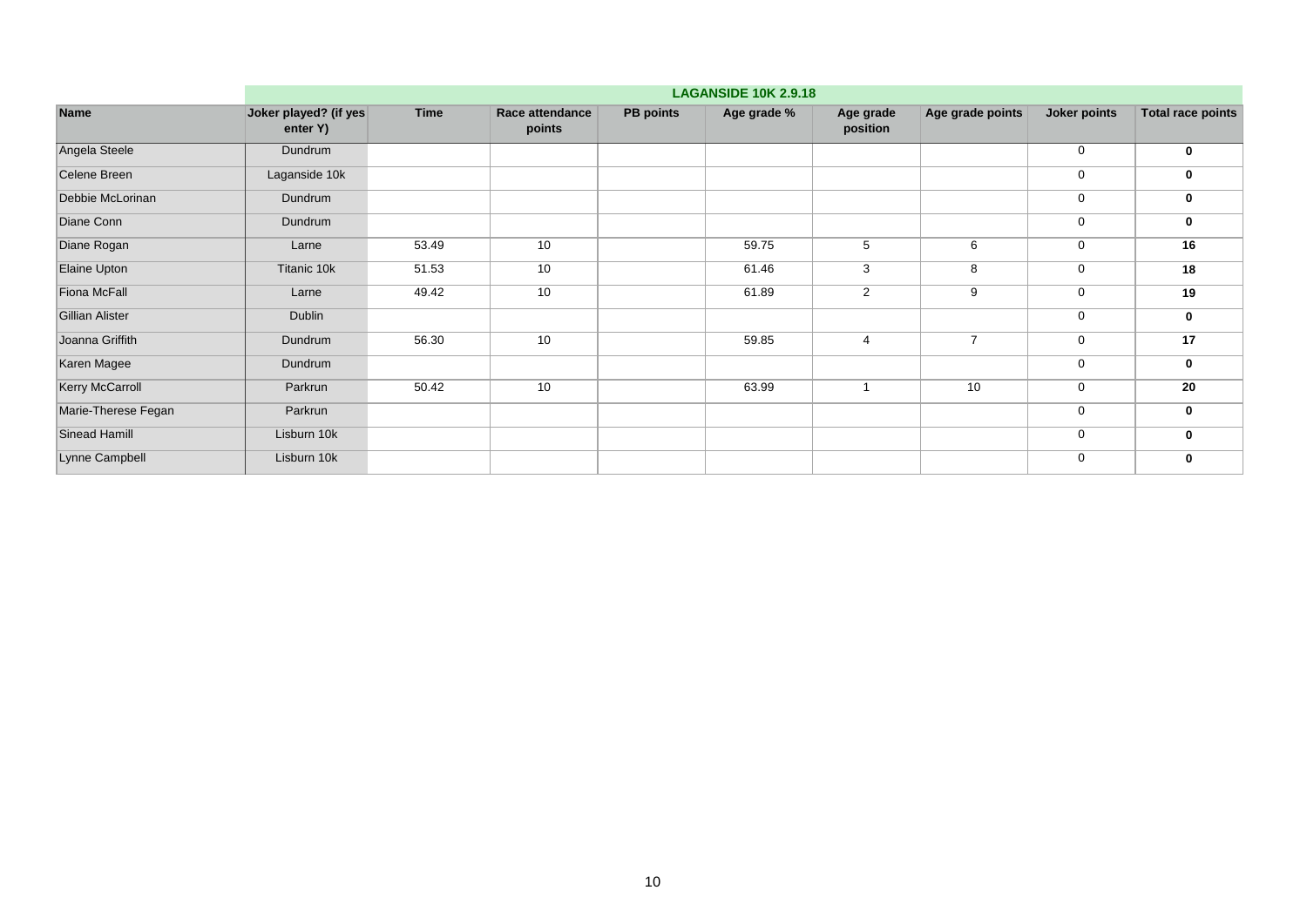| | LAGANSIDE 10K 2.9.18 | | | | | | | | |
|---|---|---|---|---|---|---|---|---|---|
| **Name** | **Joker played? (if yes enter Y)** | **Time** | **Race attendance points** | **PB points** | **Age grade %** | **Age grade position** | **Age grade points** | **Joker points** | **Total race points** |
| Angela Steele | Dundrum | | | | | | | 0 | **0** |
| Celene Breen | Laganside 10k | | | | | | | 0 | **0** |
| Debbie McLorinan | Dundrum | | | | | | | 0 | **0** |
| Diane Conn | Dundrum | | | | | | | 0 | **0** |
| Diane Rogan | Larne | 53.49 | 10 | | 59.75 | 5 | 6 | 0 | **16** |
| Elaine Upton | Titanic 10k | 51.53 | 10 | | 61.46 | 3 | 8 | 0 | **18** |
| Fiona McFall | Larne | 49.42 | 10 | | 61.89 | 2 | 9 | 0 | **19** |
| Gillian Alister | Dublin | | | | | | | 0 | **0** |
| Joanna Griffith | Dundrum | 56.30 | 10 | | 59.85 | 4 | 7 | 0 | **17** |
| Karen Magee | Dundrum | | | | | | | 0 | **0** |
| Kerry McCarroll | Parkrun | 50.42 | 10 | | 63.99 | 1 | 10 | 0 | **20** |
| Marie-Therese Fegan | Parkrun | | | | | | | 0 | **0** |
| Sinead Hamill | Lisburn 10k | | | | | | | 0 | **0** |
| Lynne Campbell | Lisburn 10k | | | | | | | 0 | **0** |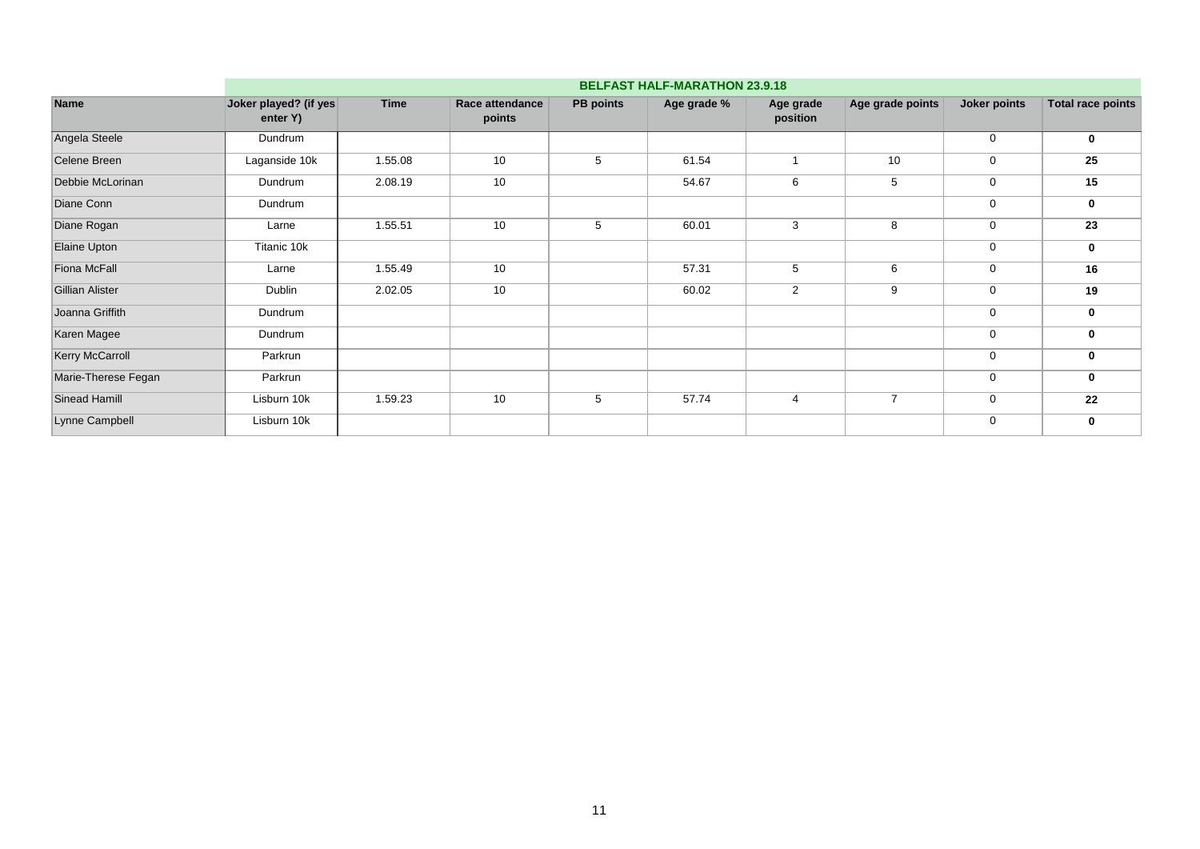| Name | BELFAST HALF-MARATHON 23.9.18 | | | | | | | | |
|---|---|---|---|---|---|---|---|---|---|
| | Joker played? (if yes enter Y) | Time | Race attendance points | PB points | Age grade % | Age grade position | Age grade points | Joker points | Total race points |
| Angela Steele | Dundrum | | | | | | | 0 | **0** |
| Celene Breen | Laganside 10k | 1.55.08 | 10 | 5 | 61.54 | 1 | 10 | 0 | **25** |
| Debbie McLorinan | Dundrum | 2.08.19 | 10 | | 54.67 | 6 | 5 | 0 | **15** |
| Diane Conn | Dundrum | | | | | | | 0 | **0** |
| Diane Rogan | Larne | 1.55.51 | 10 | 5 | 60.01 | 3 | 8 | 0 | **23** |
| Elaine Upton | Titanic 10k | | | | | | | 0 | **0** |
| Fiona McFall | Larne | 1.55.49 | 10 | | 57.31 | 5 | 6 | 0 | **16** |
| Gillian Alister | Dublin | 2.02.05 | 10 | | 60.02 | 2 | 9 | 0 | **19** |
| Joanna Griffith | Dundrum | | | | | | | 0 | **0** |
| Karen Magee | Dundrum | | | | | | | 0 | **0** |
| Kerry McCarroll | Parkrun | | | | | | | 0 | **0** |
| Marie-Therese Fegan | Parkrun | | | | | | | 0 | **0** |
| Sinead Hamill | Lisburn 10k | 1.59.23 | 10 | 5 | 57.74 | 4 | 7 | 0 | **22** |
| Lynne Campbell | Lisburn 10k | | | | | | | 0 | **0** |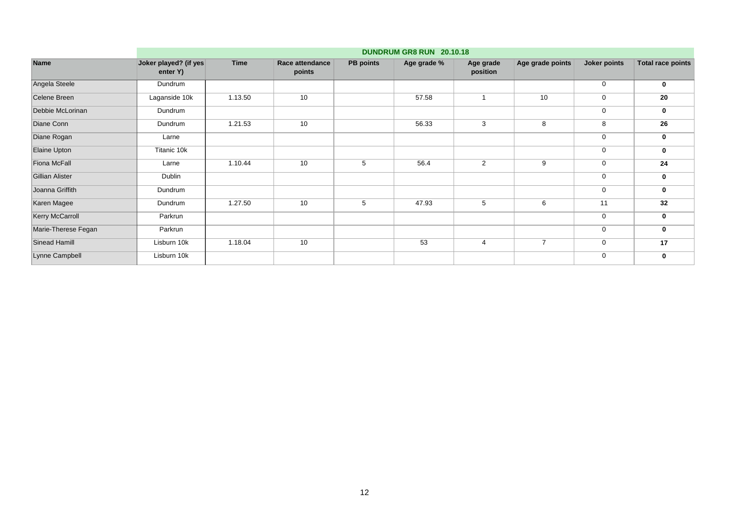| Name | DUNDRUM GR8 RUN 20.10.18 | | | | | | | | |
|---|---|---|---|---|---|---|---|---|---|
| | Joker played? (if yes enter Y) | Time | Race attendance points | PB points | Age grade % | Age grade position | Age grade points | Joker points | Total race points |
| Angela Steele | Dundrum | | | | | | | 0 | **0** |
| Celene Breen | Laganside 10k | 1.13.50 | 10 | | 57.58 | 1 | 10 | 0 | **20** |
| Debbie McLorinan | Dundrum | | | | | | | 0 | **0** |
| Diane Conn | Dundrum | 1.21.53 | 10 | | 56.33 | 3 | 8 | 8 | **26** |
| Diane Rogan | Larne | | | | | | | 0 | **0** |
| Elaine Upton | Titanic 10k | | | | | | | 0 | **0** |
| Fiona McFall | Larne | 1.10.44 | 10 | 5 | 56.4 | 2 | 9 | 0 | **24** |
| Gillian Alister | Dublin | | | | | | | 0 | **0** |
| Joanna Griffith | Dundrum | | | | | | | 0 | **0** |
| Karen Magee | Dundrum | 1.27.50 | 10 | 5 | 47.93 | 5 | 6 | 11 | **32** |
| Kerry McCarroll | Parkrun | | | | | | | 0 | **0** |
| Marie-Therese Fegan | Parkrun | | | | | | | 0 | **0** |
| Sinead Hamill | Lisburn 10k | 1.18.04 | 10 | | 53 | 4 | 7 | 0 | **17** |
| Lynne Campbell | Lisburn 10k | | | | | | | 0 | **0** |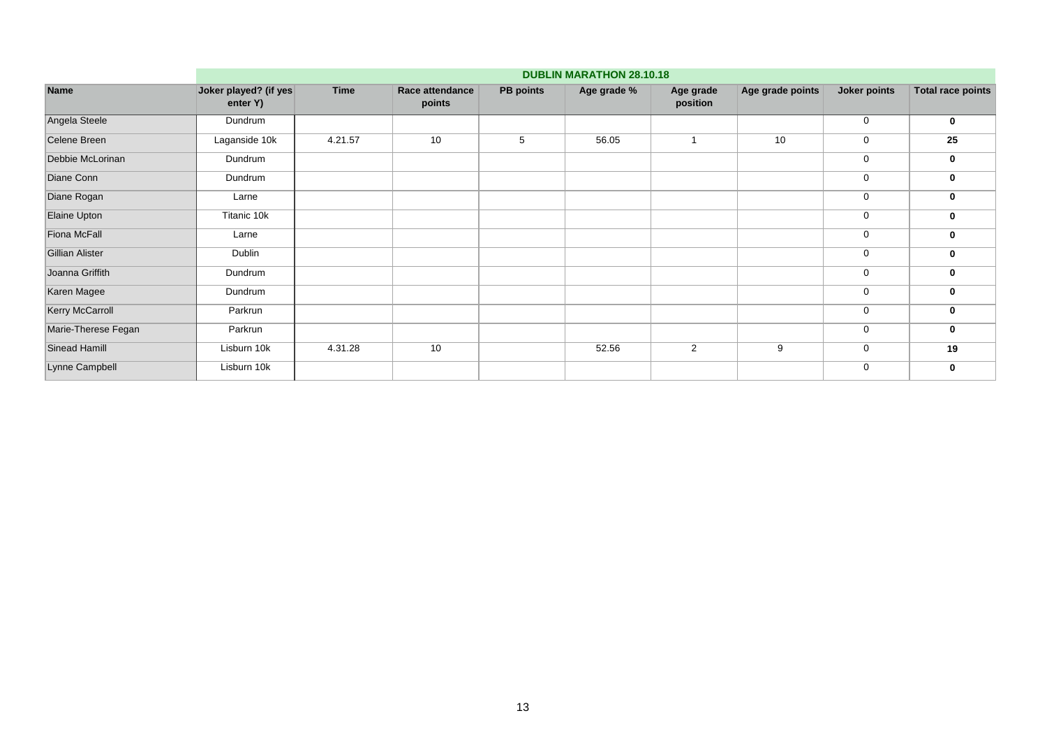| | DUBLIN MARATHON 28.10.18 | | | | | | | | |
|---|---|---|---|---|---|---|---|---|---|
| **Name** | **Joker played? (if yes enter Y)** | **Time** | **Race attendance points** | **PB points** | **Age grade %** | **Age grade position** | **Age grade points** | **Joker points** | **Total race points** |
| Angela Steele | Dundrum | | | | | | | 0 | **0** |
| Celene Breen | Laganside 10k | 4.21.57 | 10 | 5 | 56.05 | 1 | 10 | 0 | **25** |
| Debbie McLorinan | Dundrum | | | | | | | 0 | **0** |
| Diane Conn | Dundrum | | | | | | | 0 | **0** |
| Diane Rogan | Larne | | | | | | | 0 | **0** |
| Elaine Upton | Titanic 10k | | | | | | | 0 | **0** |
| Fiona McFall | Larne | | | | | | | 0 | **0** |
| Gillian Alister | Dublin | | | | | | | 0 | **0** |
| Joanna Griffith | Dundrum | | | | | | | 0 | **0** |
| Karen Magee | Dundrum | | | | | | | 0 | **0** |
| Kerry McCarroll | Parkrun | | | | | | | 0 | **0** |
| Marie-Therese Fegan | Parkrun | | | | | | | 0 | **0** |
| Sinead Hamill | Lisburn 10k | 4.31.28 | 10 | | 52.56 | 2 | 9 | 0 | **19** |
| Lynne Campbell | Lisburn 10k | | | | | | | 0 | **0** |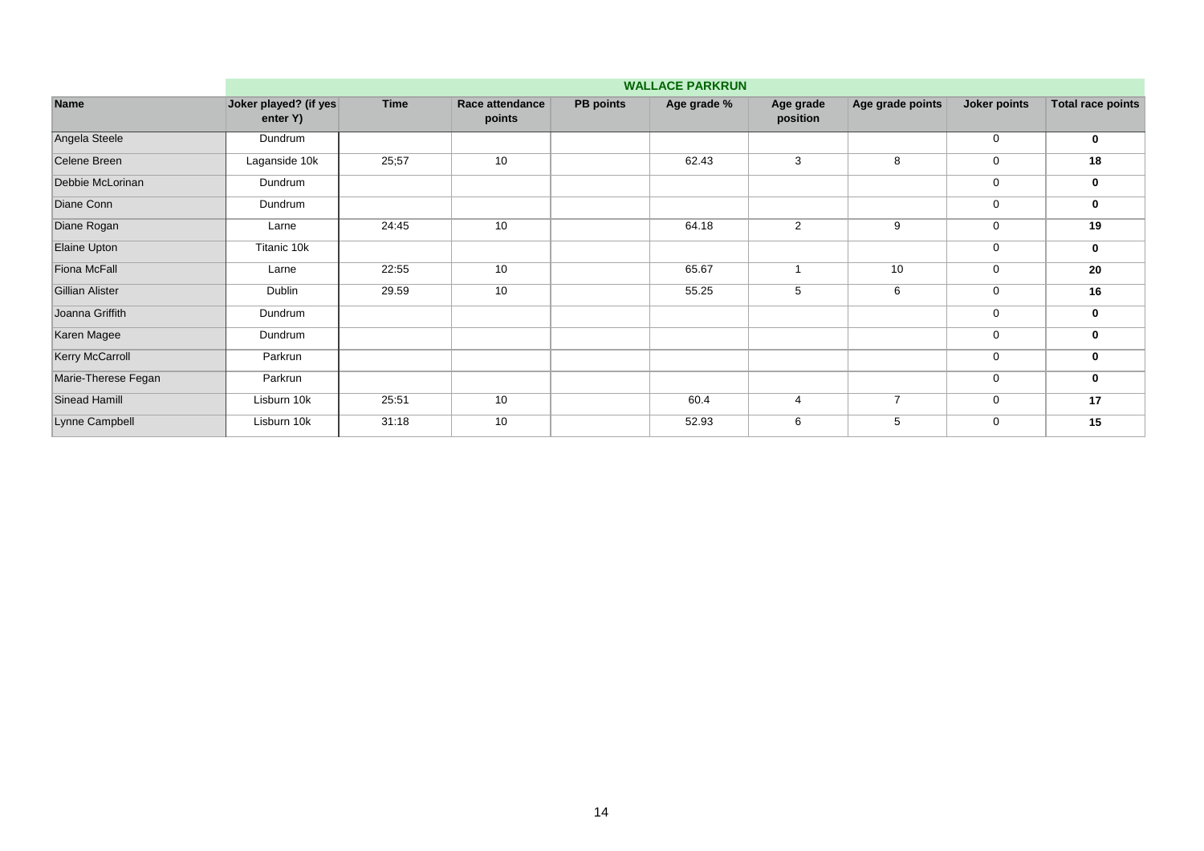| Name | WALLACE PARKRUN | | | | | | | | |
|---|---|---|---|---|---|---|---|---|---|
| | **Joker played? (if yes enter Y)** | **Time** | **Race attendance points** | **PB points** | **Age grade %** | **Age grade position** | **Age grade points** | **Joker points** | **Total race points** |
| Angela Steele | Dundrum | | | | | | | 0 | **0** |
| Celene Breen | Laganside 10k | 25;57 | 10 | | 62.43 | 3 | 8 | 0 | **18** |
| Debbie McLorinan | Dundrum | | | | | | | 0 | **0** |
| Diane Conn | Dundrum | | | | | | | 0 | **0** |
| Diane Rogan | Larne | 24:45 | 10 | | 64.18 | 2 | 9 | 0 | **19** |
| Elaine Upton | Titanic 10k | | | | | | | 0 | **0** |
| Fiona McFall | Larne | 22:55 | 10 | | 65.67 | 1 | 10 | 0 | **20** |
| Gillian Alister | Dublin | 29.59 | 10 | | 55.25 | 5 | 6 | 0 | **16** |
| Joanna Griffith | Dundrum | | | | | | | 0 | **0** |
| Karen Magee | Dundrum | | | | | | | 0 | **0** |
| Kerry McCarroll | Parkrun | | | | | | | 0 | **0** |
| Marie-Therese Fegan | Parkrun | | | | | | | 0 | **0** |
| Sinead Hamill | Lisburn 10k | 25:51 | 10 | | 60.4 | 4 | 7 | 0 | **17** |
| Lynne Campbell | Lisburn 10k | 31:18 | 10 | | 52.93 | 6 | 5 | 0 | **15** |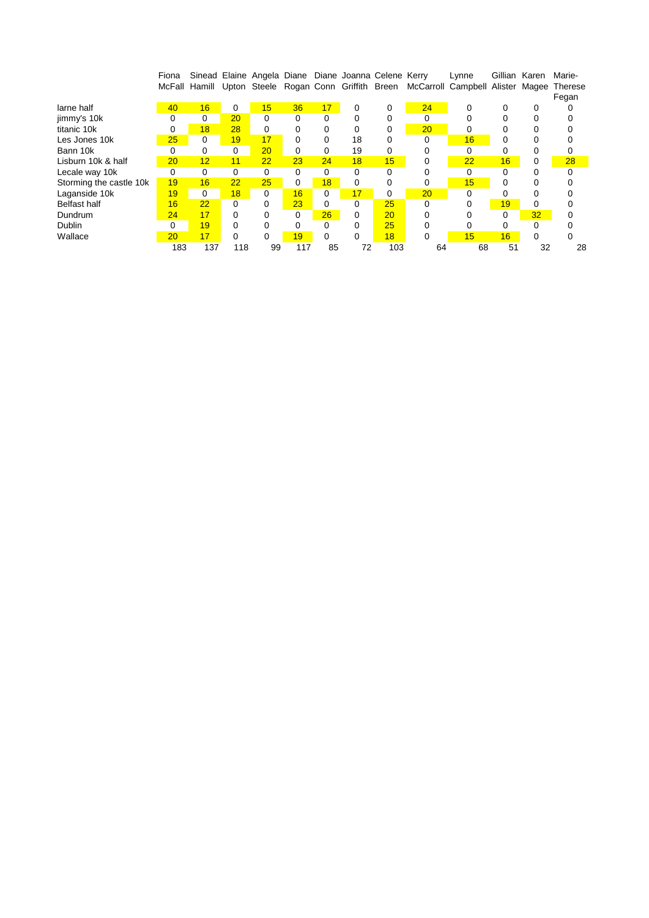| | Fiona McFall | Sinead Hamill | Elaine Upton | Angela Steele | Diane Rogan | Diane Conn | Joanna Griffith | Celene Breen | Kerry McCarroll | Lynne Campbell | Gillian Alister | Karen Magee | Marie-Therese Fegan |
|---|---|---|---|---|---|---|---|---|---|---|---|---|---|
| larne half | 40 | 16 | 0 | 15 | 36 | 17 | 0 | 0 | 24 | 0 | 0 | 0 | 0 |
| jimmy's 10k | 0 | 0 | 20 | 0 | 0 | 0 | 0 | 0 | 0 | 0 | 0 | 0 | 0 |
| titanic 10k | 0 | 18 | 28 | 0 | 0 | 0 | 0 | 0 | 20 | 0 | 0 | 0 | 0 |
| Les Jones 10k | 25 | 0 | 19 | 17 | 0 | 0 | 18 | 0 | 0 | 16 | 0 | 0 | 0 |
| Bann 10k | 0 | 0 | 0 | 20 | 0 | 0 | 19 | 0 | 0 | 0 | 0 | 0 | 0 |
| Lisburn 10k & half | 20 | 12 | 11 | 22 | 23 | 24 | 18 | 15 | 0 | 22 | 16 | 0 | 28 |
| Lecale way 10k | 0 | 0 | 0 | 0 | 0 | 0 | 0 | 0 | 0 | 0 | 0 | 0 | 0 |
| Storming the castle 10k | 19 | 16 | 22 | 25 | 0 | 18 | 0 | 0 | 0 | 15 | 0 | 0 | 0 |
| Laganside 10k | 19 | 0 | 18 | 0 | 16 | 0 | 17 | 0 | 20 | 0 | 0 | 0 | 0 |
| Belfast half | 16 | 22 | 0 | 0 | 23 | 0 | 0 | 25 | 0 | 0 | 19 | 0 | 0 |
| Dundrum | 24 | 17 | 0 | 0 | 0 | 26 | 0 | 20 | 0 | 0 | 0 | 32 | 0 |
| Dublin | 0 | 19 | 0 | 0 | 0 | 0 | 0 | 25 | 0 | 0 | 0 | 0 | 0 |
| Wallace | 20 | 17 | 0 | 0 | 19 | 0 | 0 | 18 | 0 | 15 | 16 | 0 | 0 |
| | 183 | 137 | 118 | 99 | 117 | 85 | 72 | 103 | 64 | 68 | 51 | 32 | 28 |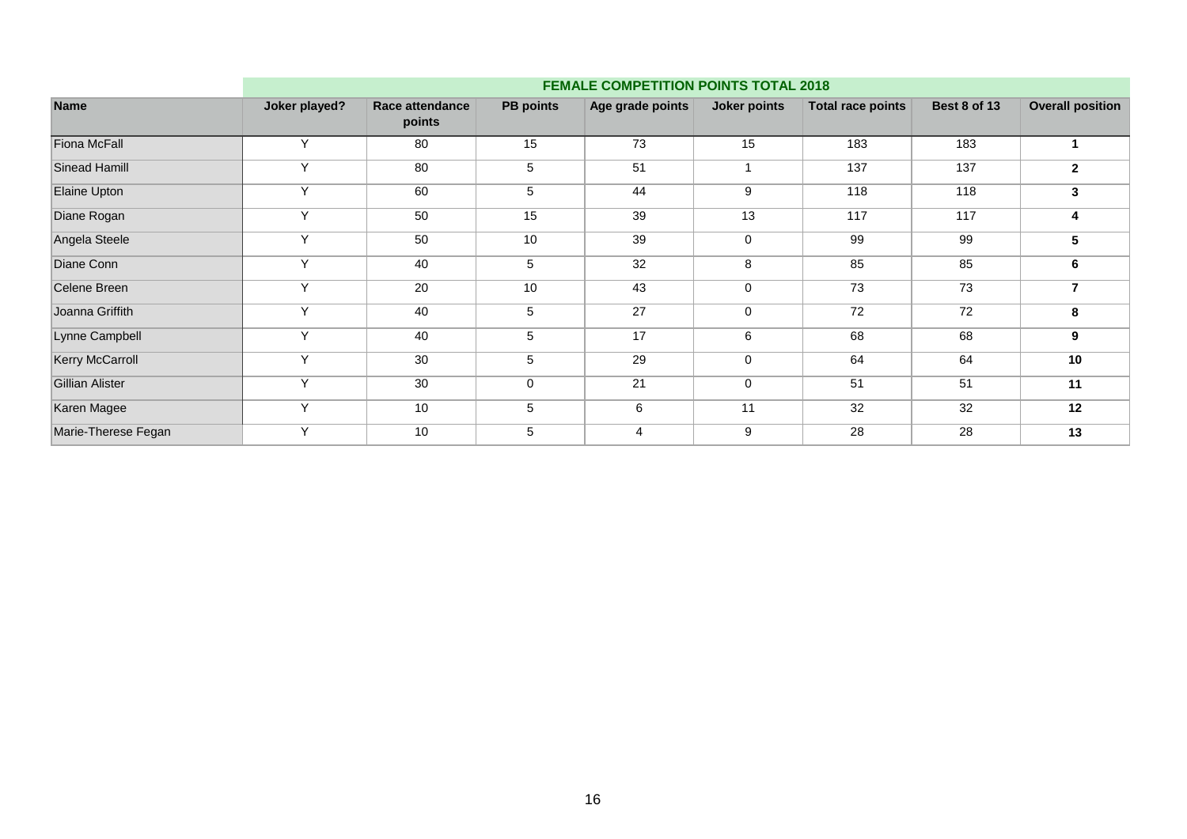| | FEMALE COMPETITION POINTS TOTAL 2018 | | | | | | | |
|---|---|---|---|---|---|---|---|---|
| **Name** | **Joker played?** | **Race attendance points** | **PB points** | **Age grade points** | **Joker points** | **Total race points** | **Best 8 of 13** | **Overall position** |
| Fiona McFall | Y | 80 | 15 | 73 | 15 | 183 | 183 | **1** |
| Sinead Hamill | Y | 80 | 5 | 51 | 1 | 137 | 137 | **2** |
| Elaine Upton | Y | 60 | 5 | 44 | 9 | 118 | 118 | **3** |
| Diane Rogan | Y | 50 | 15 | 39 | 13 | 117 | 117 | **4** |
| Angela Steele | Y | 50 | 10 | 39 | 0 | 99 | 99 | **5** |
| Diane Conn | Y | 40 | 5 | 32 | 8 | 85 | 85 | **6** |
| Celene Breen | Y | 20 | 10 | 43 | 0 | 73 | 73 | **7** |
| Joanna Griffith | Y | 40 | 5 | 27 | 0 | 72 | 72 | **8** |
| Lynne Campbell | Y | 40 | 5 | 17 | 6 | 68 | 68 | **9** |
| Kerry McCarroll | Y | 30 | 5 | 29 | 0 | 64 | 64 | **10** |
| Gillian Alister | Y | 30 | 0 | 21 | 0 | 51 | 51 | **11** |
| Karen Magee | Y | 10 | 5 | 6 | 11 | 32 | 32 | **12** |
| Marie-Therese Fegan | Y | 10 | 5 | 4 | 9 | 28 | 28 | **13** |